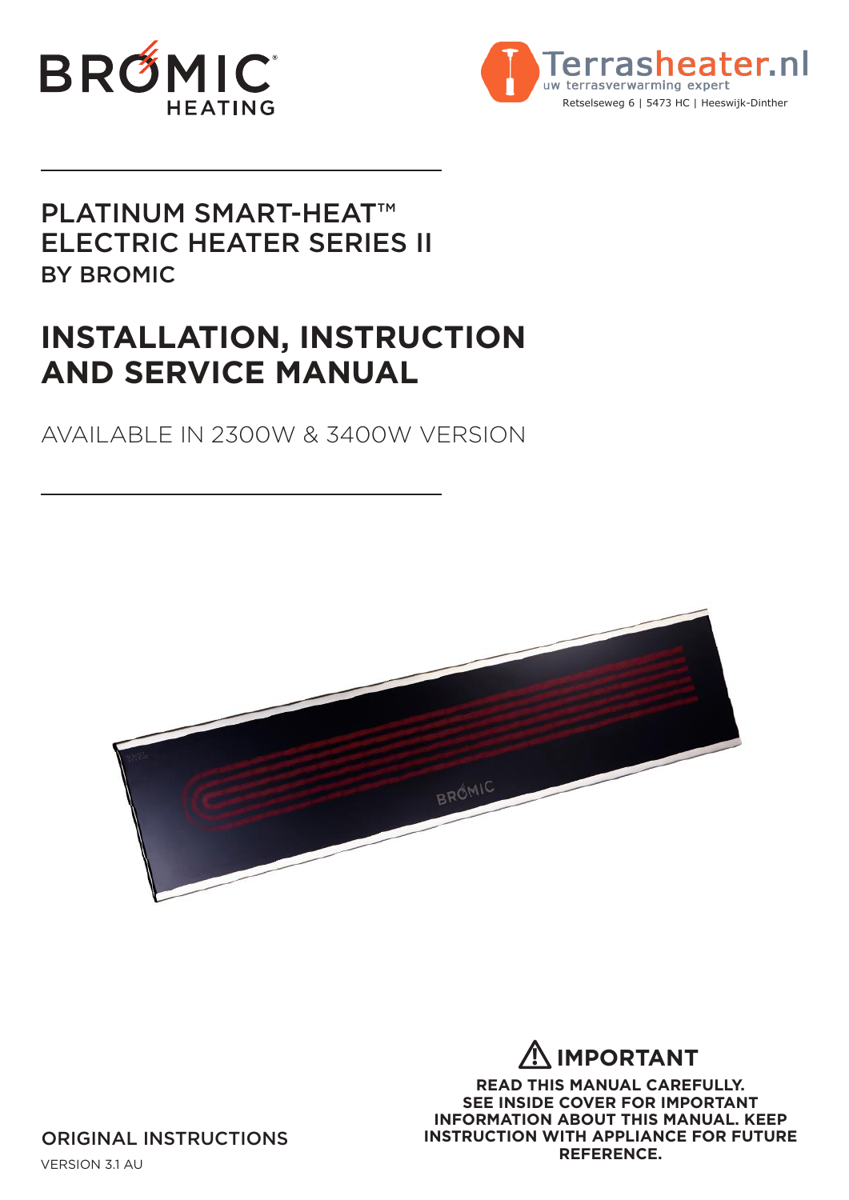BROMIC HEATING

Terrasheater.nl
uw terrasverwarming expert
Retselseweg 6 | 5473 HC | Heeswijk-Dinther

PLATINUM SMART-HEAT™
ELECTRIC HEATER SERIES II
BY BROMIC

# INSTALLATION, INSTRUCTION AND SERVICE MANUAL

AVAILABLE IN 2300W & 3400W VERSION

## ⚠ IMPORTANT

**READ THIS MANUAL CAREFULLY. SEE INSIDE COVER FOR IMPORTANT INFORMATION ABOUT THIS MANUAL. KEEP INSTRUCTION WITH APPLIANCE FOR FUTURE REFERENCE.**

ORIGINAL INSTRUCTIONS

VERSION 3.1 AU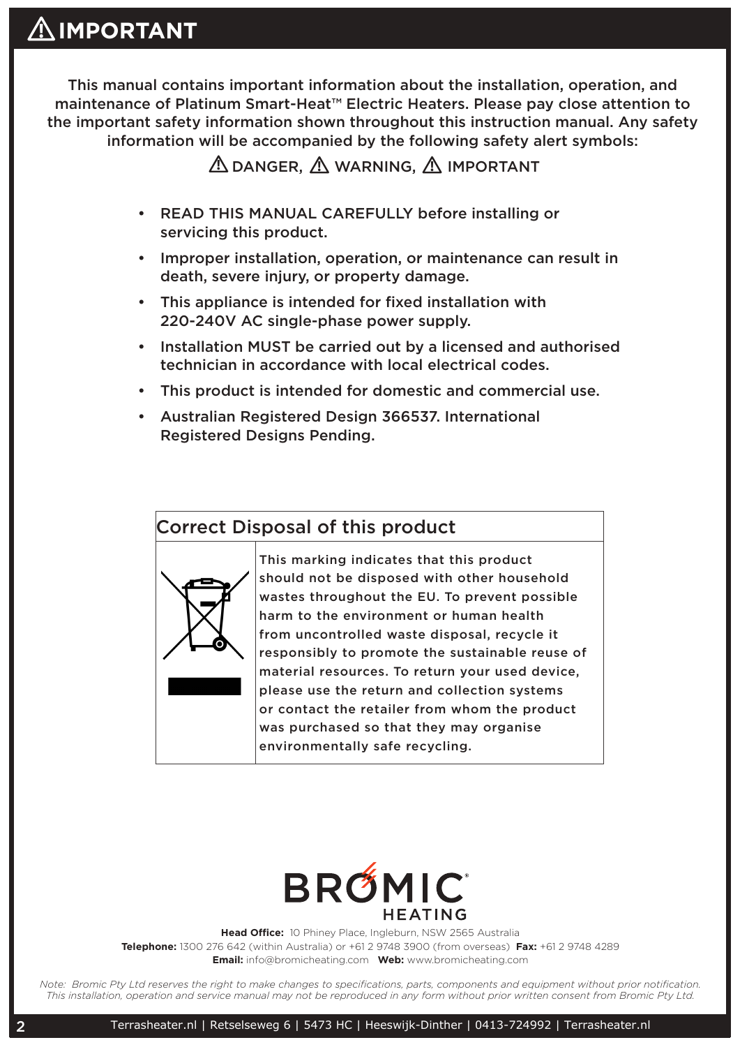# ⚠ IMPORTANT

This manual contains important information about the installation, operation, and maintenance of Platinum Smart-Heat™ Electric Heaters. Please pay close attention to the important safety information shown throughout this instruction manual. Any safety information will be accompanied by the following safety alert symbols:

⚠ DANGER, ⚠ WARNING, ⚠ IMPORTANT

- READ THIS MANUAL CAREFULLY before installing or servicing this product.
- Improper installation, operation, or maintenance can result in death, severe injury, or property damage.
- This appliance is intended for fixed installation with 220-240V AC single-phase power supply.
- Installation MUST be carried out by a licensed and authorised technician in accordance with local electrical codes.
- This product is intended for domestic and commercial use.
- Australian Registered Design 366537. International Registered Designs Pending.

## Correct Disposal of this product

This marking indicates that this product should not be disposed with other household wastes throughout the EU. To prevent possible harm to the environment or human health from uncontrolled waste disposal, recycle it responsibly to promote the sustainable reuse of material resources. To return your used device, please use the return and collection systems or contact the retailer from whom the product was purchased so that they may organise environmentally safe recycling.

BROMIC HEATING

**Head Office:** 10 Phiney Place, Ingleburn, NSW 2565 Australia
**Telephone:** 1300 276 642 (within Australia) or +61 2 9748 3900 (from overseas) **Fax:** +61 2 9748 4289
**Email:** info@bromicheating.com **Web:** www.bromicheating.com

*Note: Bromic Pty Ltd reserves the right to make changes to specifications, parts, components and equipment without prior notification. This installation, operation and service manual may not be reproduced in any form without prior written consent from Bromic Pty Ltd.*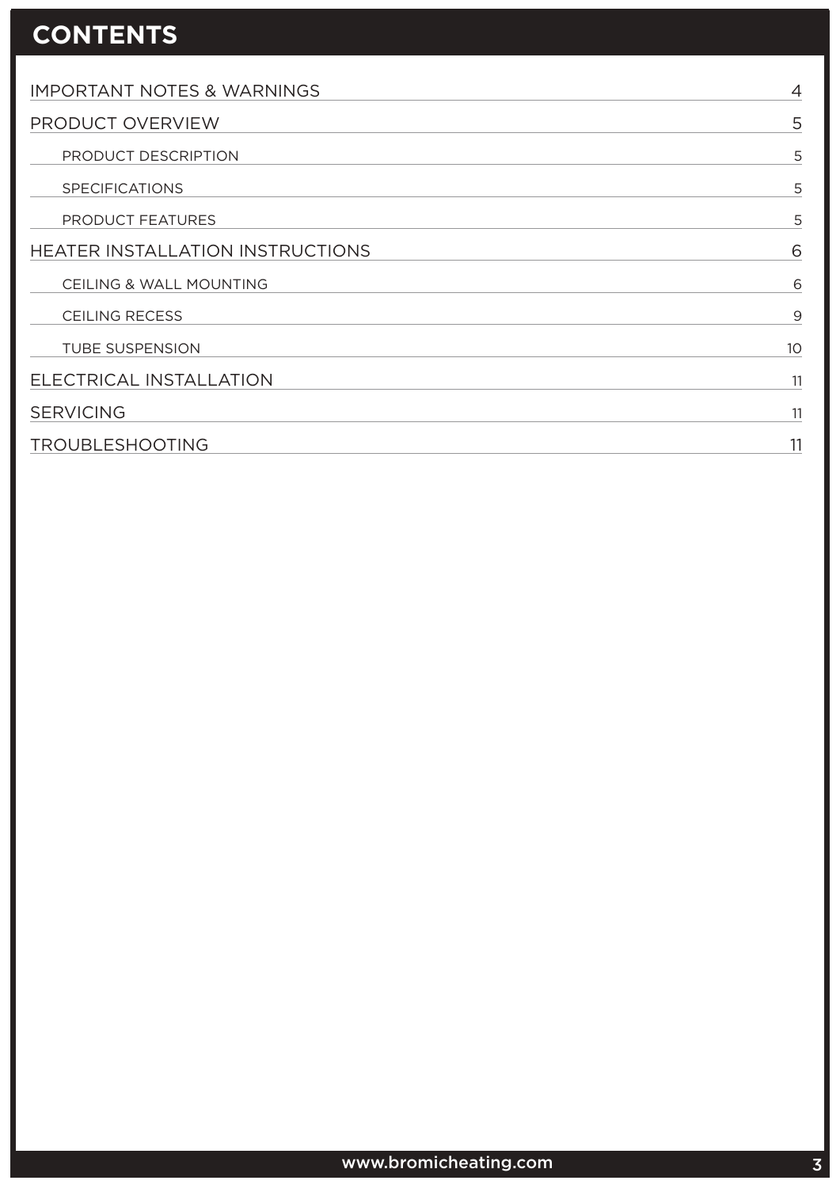# CONTENTS

| | |
|---|---|
| IMPORTANT NOTES & WARNINGS | 4 |
| PRODUCT OVERVIEW | 5 |
| PRODUCT DESCRIPTION | 5 |
| SPECIFICATIONS | 5 |
| PRODUCT FEATURES | 5 |
| HEATER INSTALLATION INSTRUCTIONS | 6 |
| CEILING & WALL MOUNTING | 6 |
| CEILING RECESS | 9 |
| TUBE SUSPENSION | 10 |
| ELECTRICAL INSTALLATION | 11 |
| SERVICING | 11 |
| TROUBLESHOOTING | 11 |

www.bromicheating.com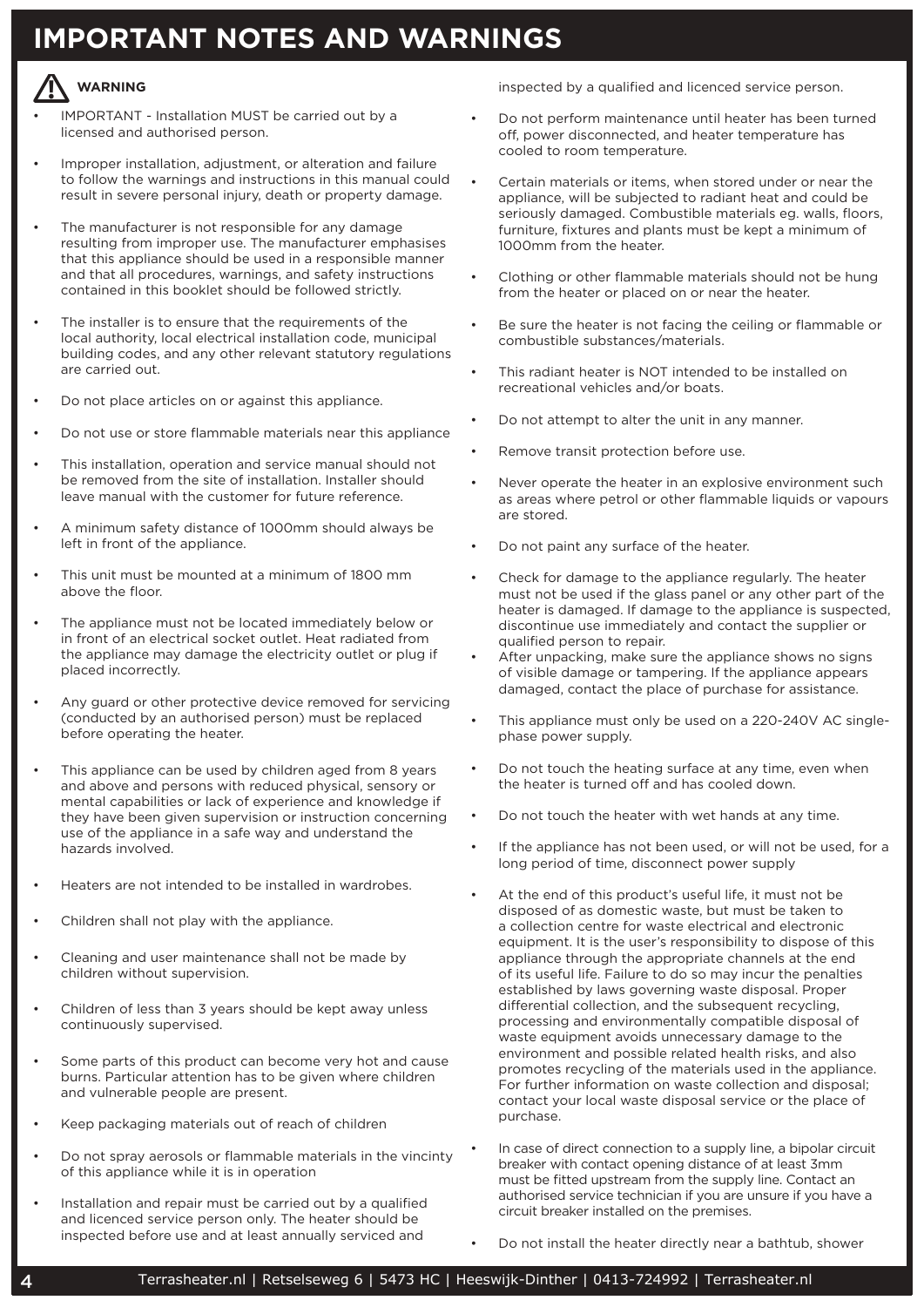# IMPORTANT NOTES AND WARNINGS

**WARNING**

- IMPORTANT - Installation MUST be carried out by a licensed and authorised person.
- Improper installation, adjustment, or alteration and failure to follow the warnings and instructions in this manual could result in severe personal injury, death or property damage.
- The manufacturer is not responsible for any damage resulting from improper use. The manufacturer emphasises that this appliance should be used in a responsible manner and that all procedures, warnings, and safety instructions contained in this booklet should be followed strictly.
- The installer is to ensure that the requirements of the local authority, local electrical installation code, municipal building codes, and any other relevant statutory regulations are carried out.
- Do not place articles on or against this appliance.
- Do not use or store flammable materials near this appliance
- This installation, operation and service manual should not be removed from the site of installation. Installer should leave manual with the customer for future reference.
- A minimum safety distance of 1000mm should always be left in front of the appliance.
- This unit must be mounted at a minimum of 1800 mm above the floor.
- The appliance must not be located immediately below or in front of an electrical socket outlet. Heat radiated from the appliance may damage the electricity outlet or plug if placed incorrectly.
- Any guard or other protective device removed for servicing (conducted by an authorised person) must be replaced before operating the heater.
- This appliance can be used by children aged from 8 years and above and persons with reduced physical, sensory or mental capabilities or lack of experience and knowledge if they have been given supervision or instruction concerning use of the appliance in a safe way and understand the hazards involved.
- Heaters are not intended to be installed in wardrobes.
- Children shall not play with the appliance.
- Cleaning and user maintenance shall not be made by children without supervision.
- Children of less than 3 years should be kept away unless continuously supervised.
- Some parts of this product can become very hot and cause burns. Particular attention has to be given where children and vulnerable people are present.
- Keep packaging materials out of reach of children
- Do not spray aerosols or flammable materials in the vincinty of this appliance while it is in operation
- Installation and repair must be carried out by a qualified and licenced service person only. The heater should be inspected before use and at least annually serviced and inspected by a qualified and licenced service person.
- Do not perform maintenance until heater has been turned off, power disconnected, and heater temperature has cooled to room temperature.
- Certain materials or items, when stored under or near the appliance, will be subjected to radiant heat and could be seriously damaged. Combustible materials eg. walls, floors, furniture, fixtures and plants must be kept a minimum of 1000mm from the heater.
- Clothing or other flammable materials should not be hung from the heater or placed on or near the heater.
- Be sure the heater is not facing the ceiling or flammable or combustible substances/materials.
- This radiant heater is NOT intended to be installed on recreational vehicles and/or boats.
- Do not attempt to alter the unit in any manner.
- Remove transit protection before use.
- Never operate the heater in an explosive environment such as areas where petrol or other flammable liquids or vapours are stored.
- Do not paint any surface of the heater.
- Check for damage to the appliance regularly. The heater must not be used if the glass panel or any other part of the heater is damaged. If damage to the appliance is suspected, discontinue use immediately and contact the supplier or qualified person to repair.
- After unpacking, make sure the appliance shows no signs of visible damage or tampering. If the appliance appears damaged, contact the place of purchase for assistance.
- This appliance must only be used on a 220-240V AC single-phase power supply.
- Do not touch the heating surface at any time, even when the heater is turned off and has cooled down.
- Do not touch the heater with wet hands at any time.
- If the appliance has not been used, or will not be used, for a long period of time, disconnect power supply
- At the end of this product's useful life, it must not be disposed of as domestic waste, but must be taken to a collection centre for waste electrical and electronic equipment. It is the user's responsibility to dispose of this appliance through the appropriate channels at the end of its useful life. Failure to do so may incur the penalties established by laws governing waste disposal. Proper differential collection, and the subsequent recycling, processing and environmentally compatible disposal of waste equipment avoids unnecessary damage to the environment and possible related health risks, and also promotes recycling of the materials used in the appliance. For further information on waste collection and disposal; contact your local waste disposal service or the place of purchase.
- In case of direct connection to a supply line, a bipolar circuit breaker with contact opening distance of at least 3mm must be fitted upstream from the supply line. Contact an authorised service technician if you are unsure if you have a circuit breaker installed on the premises.
- Do not install the heater directly near a bathtub, shower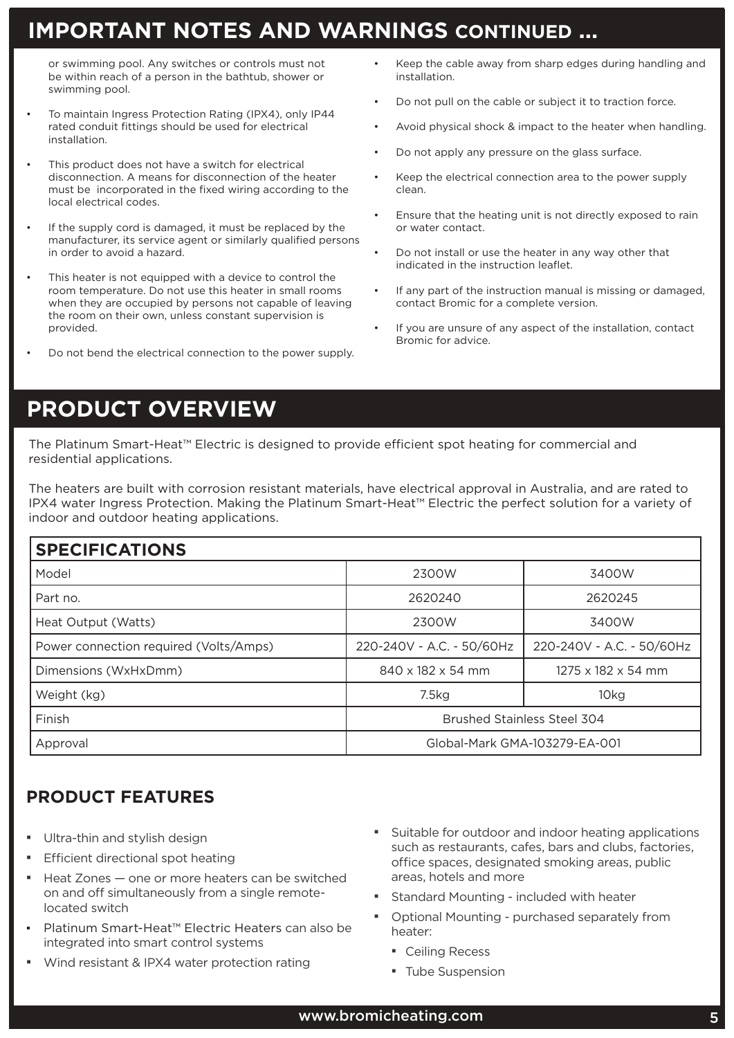# IMPORTANT NOTES AND WARNINGS CONTINUED ...

or swimming pool. Any switches or controls must not be within reach of a person in the bathtub, shower or swimming pool.

- To maintain Ingress Protection Rating (IPX4), only IP44 rated conduit fittings should be used for electrical installation.
- This product does not have a switch for electrical disconnection. A means for disconnection of the heater must be incorporated in the fixed wiring according to the local electrical codes.
- If the supply cord is damaged, it must be replaced by the manufacturer, its service agent or similarly qualified persons in order to avoid a hazard.
- This heater is not equipped with a device to control the room temperature. Do not use this heater in small rooms when they are occupied by persons not capable of leaving the room on their own, unless constant supervision is provided.
- Do not bend the electrical connection to the power supply.
- Keep the cable away from sharp edges during handling and installation.
- Do not pull on the cable or subject it to traction force.
- Avoid physical shock & impact to the heater when handling.
- Do not apply any pressure on the glass surface.
- Keep the electrical connection area to the power supply clean.
- Ensure that the heating unit is not directly exposed to rain or water contact.
- Do not install or use the heater in any way other that indicated in the instruction leaflet.
- If any part of the instruction manual is missing or damaged, contact Bromic for a complete version.
- If you are unsure of any aspect of the installation, contact Bromic for advice.

# PRODUCT OVERVIEW

The Platinum Smart-Heat™ Electric is designed to provide efficient spot heating for commercial and residential applications.

The heaters are built with corrosion resistant materials, have electrical approval in Australia, and are rated to IPX4 water Ingress Protection. Making the Platinum Smart-Heat™ Electric the perfect solution for a variety of indoor and outdoor heating applications.

| SPECIFICATIONS | | |
|---|---|---|
| Model | 2300W | 3400W |
| Part no. | 2620240 | 2620245 |
| Heat Output (Watts) | 2300W | 3400W |
| Power connection required (Volts/Amps) | 220-240V - A.C. - 50/60Hz | 220-240V - A.C. - 50/60Hz |
| Dimensions (WxHxDmm) | 840 x 182 x 54 mm | 1275 x 182 x 54 mm |
| Weight (kg) | 7.5kg | 10kg |
| Finish | Brushed Stainless Steel 304 | |
| Approval | Global-Mark GMA-103279-EA-001 | |

## PRODUCT FEATURES

- Ultra-thin and stylish design
- Efficient directional spot heating
- Heat Zones — one or more heaters can be switched on and off simultaneously from a single remote-located switch
- Platinum Smart-Heat™ Electric Heaters can also be integrated into smart control systems
- Wind resistant & IPX4 water protection rating
- Suitable for outdoor and indoor heating applications such as restaurants, cafes, bars and clubs, factories, office spaces, designated smoking areas, public areas, hotels and more
- Standard Mounting - included with heater
- Optional Mounting - purchased separately from heater:
  - Ceiling Recess
  - Tube Suspension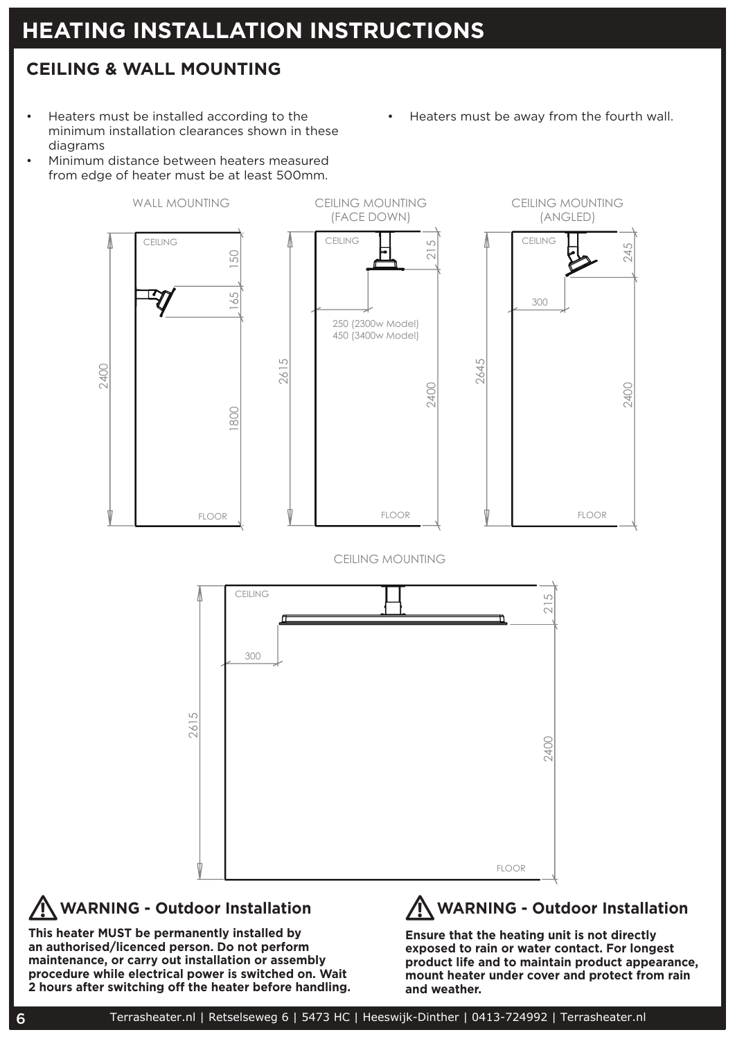# HEATING INSTALLATION INSTRUCTIONS

## CEILING & WALL MOUNTING

- Heaters must be installed according to the minimum installation clearances shown in these diagrams
- Minimum distance between heaters measured from edge of heater must be at least 500mm.
- Heaters must be away from the fourth wall.

WALL MOUNTING

CEILING MOUNTING (FACE DOWN)

CEILING MOUNTING (ANGLED)

CEILING MOUNTING

## ⚠ WARNING - Outdoor Installation

**This heater MUST be permanently installed by an authorised/licenced person. Do not perform maintenance, or carry out installation or assembly procedure while electrical power is switched on. Wait 2 hours after switching off the heater before handling.**

## ⚠ WARNING - Outdoor Installation

**Ensure that the heating unit is not directly exposed to rain or water contact. For longest product life and to maintain product appearance, mount heater under cover and protect from rain and weather.**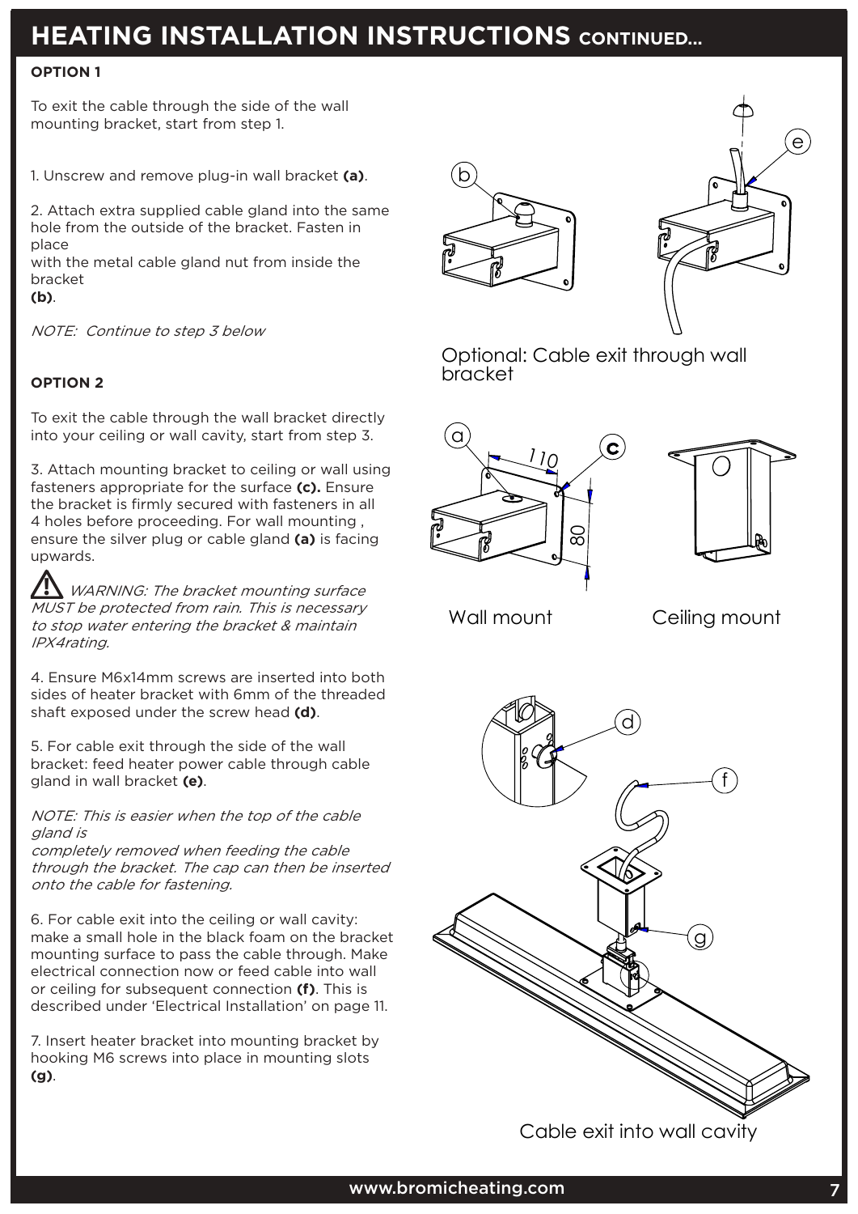# HEATING INSTALLATION INSTRUCTIONS CONTINUED...

**OPTION 1**

To exit the cable through the side of the wall mounting bracket, start from step 1.

1. Unscrew and remove plug-in wall bracket **(a)**.

2. Attach extra supplied cable gland into the same hole from the outside of the bracket. Fasten in place with the metal cable gland nut from inside the bracket **(b)**.

*NOTE: Continue to step 3 below*

**OPTION 2**

To exit the cable through the wall bracket directly into your ceiling or wall cavity, start from step 3.

3. Attach mounting bracket to ceiling or wall using fasteners appropriate for the surface **(c).** Ensure the bracket is firmly secured with fasteners in all 4 holes before proceeding. For wall mounting , ensure the silver plug or cable gland **(a)** is facing upwards.

⚠ *WARNING: The bracket mounting surface MUST be protected from rain. This is necessary to stop water entering the bracket & maintain IPX4rating.*

4. Ensure M6x14mm screws are inserted into both sides of heater bracket with 6mm of the threaded shaft exposed under the screw head **(d)**.

5. For cable exit through the side of the wall bracket: feed heater power cable through cable gland in wall bracket **(e)**.

*NOTE: This is easier when the top of the cable gland is completely removed when feeding the cable through the bracket. The cap can then be inserted onto the cable for fastening.*

6. For cable exit into the ceiling or wall cavity: make a small hole in the black foam on the bracket mounting surface to pass the cable through. Make electrical connection now or feed cable into wall or ceiling for subsequent connection **(f)**. This is described under 'Electrical Installation' on page 11.

7. Insert heater bracket into mounting bracket by hooking M6 screws into place in mounting slots **(g)**.

Optional: Cable exit through wall bracket

Wall mount

Ceiling mount

Cable exit into wall cavity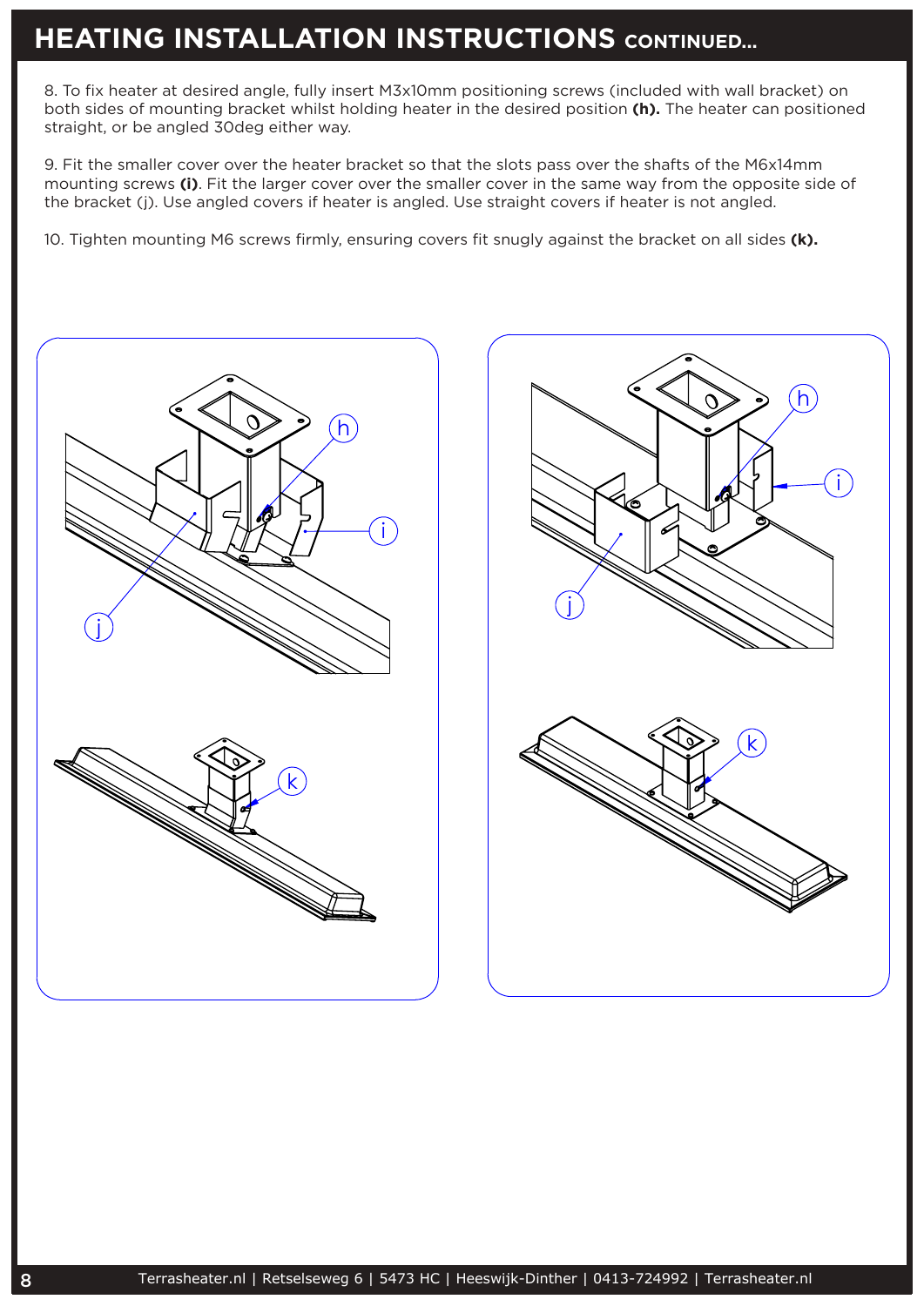# HEATING INSTALLATION INSTRUCTIONS CONTINUED...

8. To fix heater at desired angle, fully insert M3x10mm positioning screws (included with wall bracket) on both sides of mounting bracket whilst holding heater in the desired position **(h).** The heater can positioned straight, or be angled 30deg either way.

9. Fit the smaller cover over the heater bracket so that the slots pass over the shafts of the M6x14mm mounting screws **(i)**. Fit the larger cover over the smaller cover in the same way from the opposite side of the bracket (j). Use angled covers if heater is angled. Use straight covers if heater is not angled.

10. Tighten mounting M6 screws firmly, ensuring covers fit snugly against the bracket on all sides **(k).**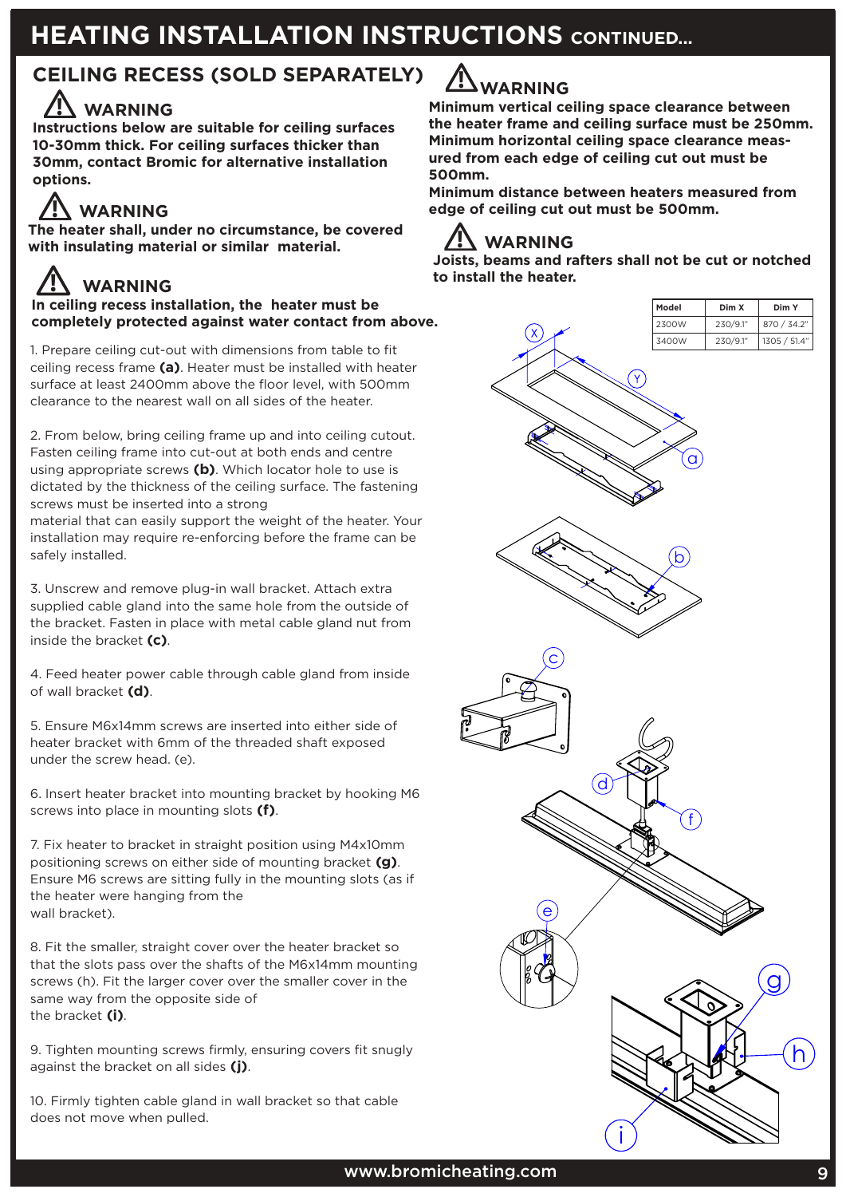# HEATING INSTALLATION INSTRUCTIONS CONTINUED...

## CEILING RECESS (SOLD SEPARATELY)

### ⚠ WARNING

**Instructions below are suitable for ceiling surfaces 10-30mm thick. For ceiling surfaces thicker than 30mm, contact Bromic for alternative installation options.**

### ⚠ WARNING

**The heater shall, under no circumstance, be covered with insulating material or similar material.**

### ⚠ WARNING

**In ceiling recess installation, the heater must be completely protected against water contact from above.**

1. Prepare ceiling cut-out with dimensions from table to fit ceiling recess frame **(a)**. Heater must be installed with heater surface at least 2400mm above the floor level, with 500mm clearance to the nearest wall on all sides of the heater.

2. From below, bring ceiling frame up and into ceiling cutout. Fasten ceiling frame into cut-out at both ends and centre using appropriate screws **(b)**. Which locator hole to use is dictated by the thickness of the ceiling surface. The fastening screws must be inserted into a strong material that can easily support the weight of the heater. Your installation may require re-enforcing before the frame can be safely installed.

3. Unscrew and remove plug-in wall bracket. Attach extra supplied cable gland into the same hole from the outside of the bracket. Fasten in place with metal cable gland nut from inside the bracket **(c)**.

4. Feed heater power cable through cable gland from inside of wall bracket **(d)**.

5. Ensure M6x14mm screws are inserted into either side of heater bracket with 6mm of the threaded shaft exposed under the screw head. (e).

6. Insert heater bracket into mounting bracket by hooking M6 screws into place in mounting slots **(f)**.

7. Fix heater to bracket in straight position using M4x10mm positioning screws on either side of mounting bracket **(g)**. Ensure M6 screws are sitting fully in the mounting slots (as if the heater were hanging from the wall bracket).

8. Fit the smaller, straight cover over the heater bracket so that the slots pass over the shafts of the M6x14mm mounting screws (h). Fit the larger cover over the smaller cover in the same way from the opposite side of the bracket **(i)**.

9. Tighten mounting screws firmly, ensuring covers fit snugly against the bracket on all sides **(j)**.

10. Firmly tighten cable gland in wall bracket so that cable does not move when pulled.

### ⚠ WARNING

**Minimum vertical ceiling space clearance between the heater frame and ceiling surface must be 250mm. Minimum horizontal ceiling space clearance measured from each edge of ceiling cut out must be 500mm.**
**Minimum distance between heaters measured from edge of ceiling cut out must be 500mm.**

### ⚠ WARNING

**Joists, beams and rafters shall not be cut or notched to install the heater.**

| Model | Dim X | Dim Y |
|---|---|---|
| 2300W | 230/9.1" | 870 / 34.2" |
| 3400W | 230/9.1" | 1305 / 51.4" |

www.bromicheating.com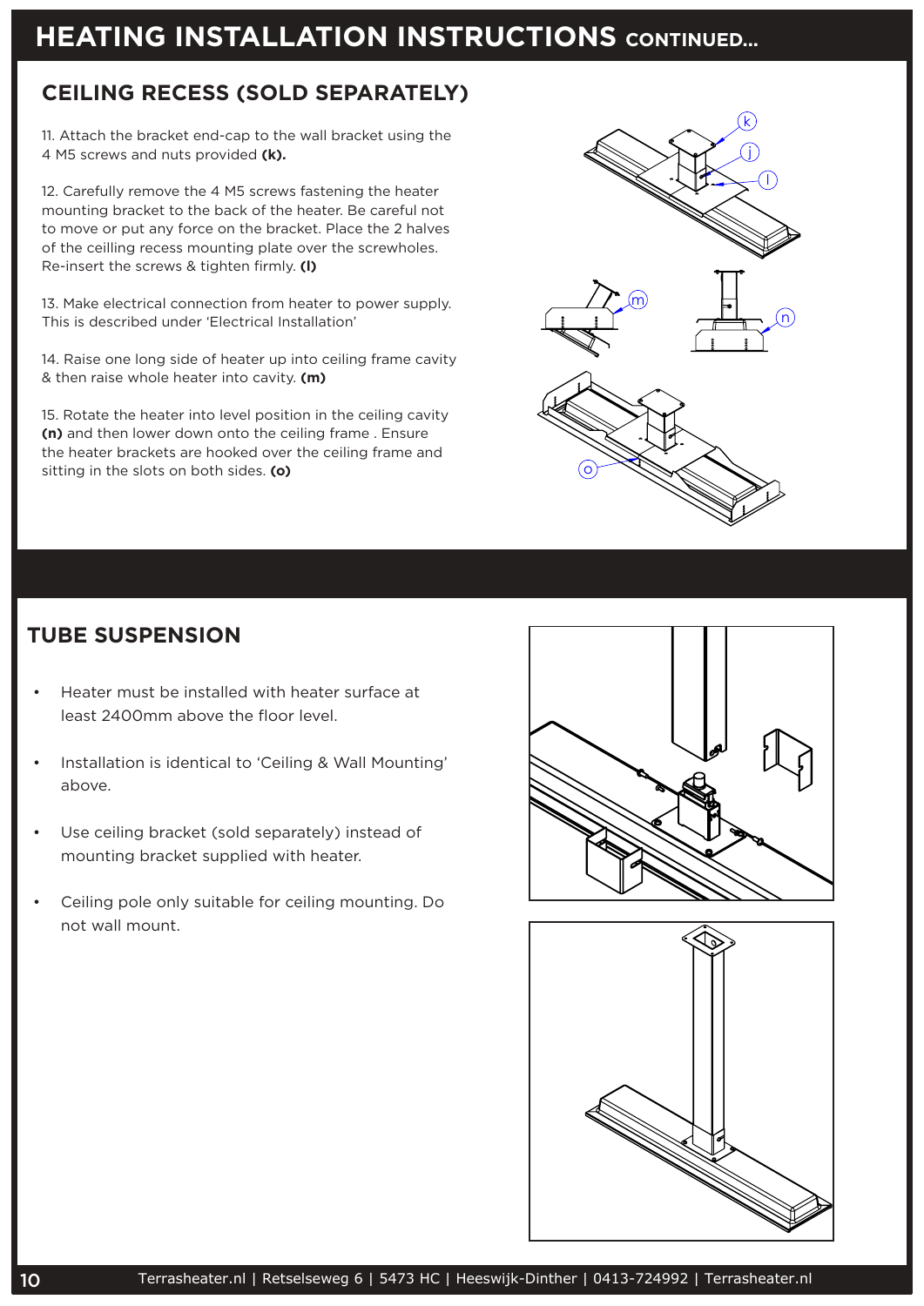# HEATING INSTALLATION INSTRUCTIONS CONTINUED...

## CEILING RECESS (SOLD SEPARATELY)

11. Attach the bracket end-cap to the wall bracket using the 4 M5 screws and nuts provided **(k).**

12. Carefully remove the 4 M5 screws fastening the heater mounting bracket to the back of the heater. Be careful not to move or put any force on the bracket. Place the 2 halves of the ceilling recess mounting plate over the screwholes. Re-insert the screws & tighten firmly. **(l)**

13. Make electrical connection from heater to power supply. This is described under 'Electrical Installation'

14. Raise one long side of heater up into ceiling frame cavity & then raise whole heater into cavity. **(m)**

15. Rotate the heater into level position in the ceiling cavity **(n)** and then lower down onto the ceiling frame . Ensure the heater brackets are hooked over the ceiling frame and sitting in the slots on both sides. **(o)**

## TUBE SUSPENSION

- Heater must be installed with heater surface at least 2400mm above the floor level.
- Installation is identical to 'Ceiling & Wall Mounting' above.
- Use ceiling bracket (sold separately) instead of mounting bracket supplied with heater.
- Ceiling pole only suitable for ceiling mounting. Do not wall mount.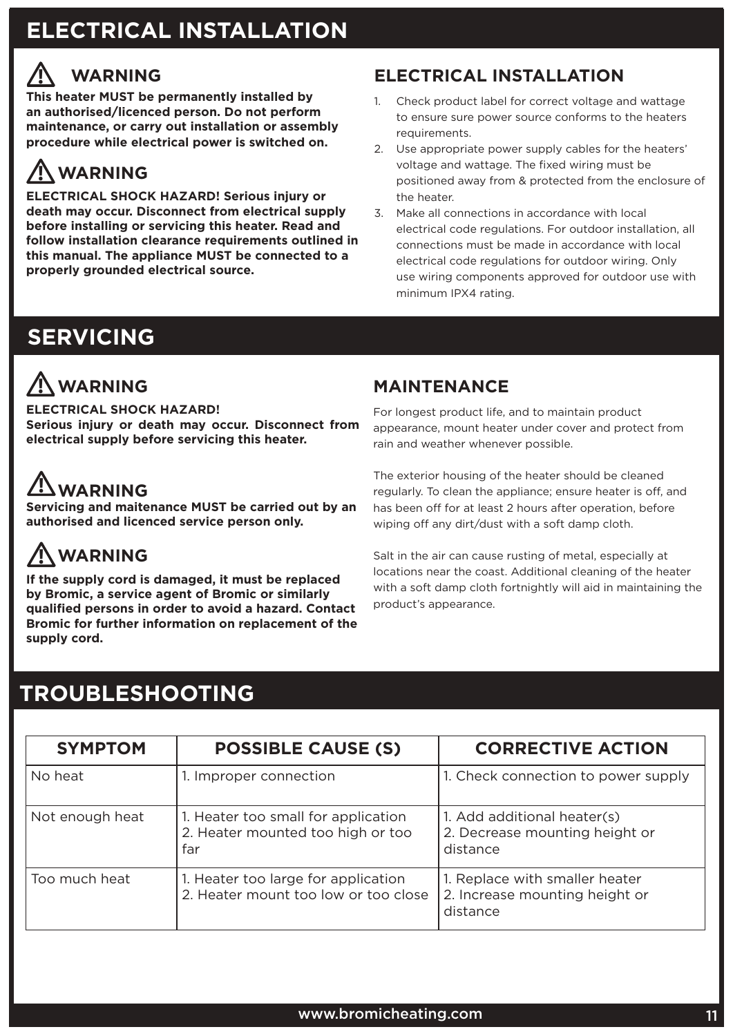# ELECTRICAL INSTALLATION

### ⚠ WARNING

**This heater MUST be permanently installed by an authorised/licenced person. Do not perform maintenance, or carry out installation or assembly procedure while electrical power is switched on.**

### ⚠ WARNING

**ELECTRICAL SHOCK HAZARD! Serious injury or death may occur. Disconnect from electrical supply before installing or servicing this heater. Read and follow installation clearance requirements outlined in this manual. The appliance MUST be connected to a properly grounded electrical source.**

## ELECTRICAL INSTALLATION

1. Check product label for correct voltage and wattage to ensure sure power source conforms to the heaters requirements.
2. Use appropriate power supply cables for the heaters' voltage and wattage. The fixed wiring must be positioned away from & protected from the enclosure of the heater.
3. Make all connections in accordance with local electrical code regulations. For outdoor installation, all connections must be made in accordance with local electrical code regulations for outdoor wiring. Only use wiring components approved for outdoor use with minimum IPX4 rating.

# SERVICING

### ⚠ WARNING

**ELECTRICAL SHOCK HAZARD!**
**Serious injury or death may occur. Disconnect from electrical supply before servicing this heater.**

### ⚠ WARNING

**Servicing and maitenance MUST be carried out by an authorised and licenced service person only.**

### ⚠ WARNING

**If the supply cord is damaged, it must be replaced by Bromic, a service agent of Bromic or similarly qualified persons in order to avoid a hazard. Contact Bromic for further information on replacement of the supply cord.**

## MAINTENANCE

For longest product life, and to maintain product appearance, mount heater under cover and protect from rain and weather whenever possible.

The exterior housing of the heater should be cleaned regularly. To clean the appliance; ensure heater is off, and has been off for at least 2 hours after operation, before wiping off any dirt/dust with a soft damp cloth.

Salt in the air can cause rusting of metal, especially at locations near the coast. Additional cleaning of the heater with a soft damp cloth fortnightly will aid in maintaining the product's appearance.

# TROUBLESHOOTING

| SYMPTOM | POSSIBLE CAUSE (S) | CORRECTIVE ACTION |
|---|---|---|
| No heat | 1. Improper connection | 1. Check connection to power supply |
| Not enough heat | 1. Heater too small for application<br>2. Heater mounted too high or too far | 1. Add additional heater(s)<br>2. Decrease mounting height or distance |
| Too much heat | 1. Heater too large for application<br>2. Heater mount too low or too close | 1. Replace with smaller heater<br>2. Increase mounting height or distance |

www.bromicheating.com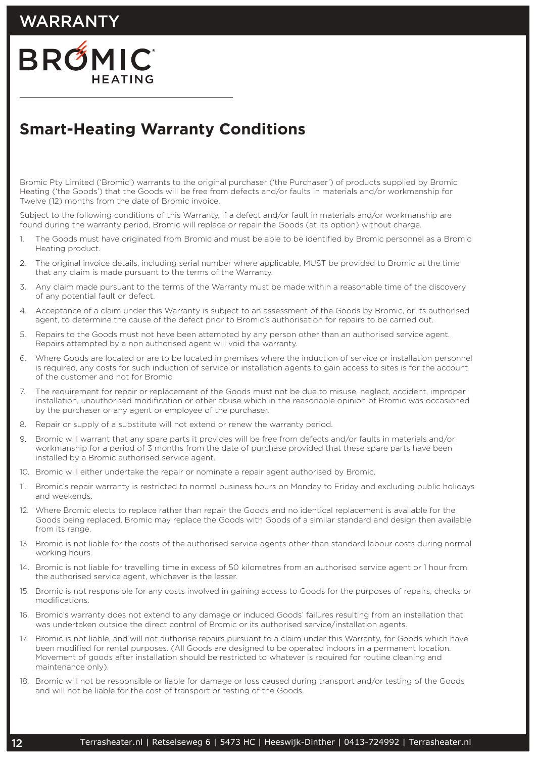# WARRANTY

BROMIC HEATING

## Smart-Heating Warranty Conditions

Bromic Pty Limited ('Bromic') warrants to the original purchaser ('the Purchaser') of products supplied by Bromic Heating ('the Goods') that the Goods will be free from defects and/or faults in materials and/or workmanship for Twelve (12) months from the date of Bromic invoice.

Subject to the following conditions of this Warranty, if a defect and/or fault in materials and/or workmanship are found during the warranty period, Bromic will replace or repair the Goods (at its option) without charge.

1. The Goods must have originated from Bromic and must be able to be identified by Bromic personnel as a Bromic Heating product.
2. The original invoice details, including serial number where applicable, MUST be provided to Bromic at the time that any claim is made pursuant to the terms of the Warranty.
3. Any claim made pursuant to the terms of the Warranty must be made within a reasonable time of the discovery of any potential fault or defect.
4. Acceptance of a claim under this Warranty is subject to an assessment of the Goods by Bromic, or its authorised agent, to determine the cause of the defect prior to Bromic's authorisation for repairs to be carried out.
5. Repairs to the Goods must not have been attempted by any person other than an authorised service agent. Repairs attempted by a non authorised agent will void the warranty.
6. Where Goods are located or are to be located in premises where the induction of service or installation personnel is required, any costs for such induction of service or installation agents to gain access to sites is for the account of the customer and not for Bromic.
7. The requirement for repair or replacement of the Goods must not be due to misuse, neglect, accident, improper installation, unauthorised modification or other abuse which in the reasonable opinion of Bromic was occasioned by the purchaser or any agent or employee of the purchaser.
8. Repair or supply of a substitute will not extend or renew the warranty period.
9. Bromic will warrant that any spare parts it provides will be free from defects and/or faults in materials and/or workmanship for a period of 3 months from the date of purchase provided that these spare parts have been installed by a Bromic authorised service agent.
10. Bromic will either undertake the repair or nominate a repair agent authorised by Bromic.
11. Bromic's repair warranty is restricted to normal business hours on Monday to Friday and excluding public holidays and weekends.
12. Where Bromic elects to replace rather than repair the Goods and no identical replacement is available for the Goods being replaced, Bromic may replace the Goods with Goods of a similar standard and design then available from its range.
13. Bromic is not liable for the costs of the authorised service agents other than standard labour costs during normal working hours.
14. Bromic is not liable for travelling time in excess of 50 kilometres from an authorised service agent or 1 hour from the authorised service agent, whichever is the lesser.
15. Bromic is not responsible for any costs involved in gaining access to Goods for the purposes of repairs, checks or modifications.
16. Bromic's warranty does not extend to any damage or induced Goods' failures resulting from an installation that was undertaken outside the direct control of Bromic or its authorised service/installation agents.
17. Bromic is not liable, and will not authorise repairs pursuant to a claim under this Warranty, for Goods which have been modified for rental purposes. (All Goods are designed to be operated indoors in a permanent location. Movement of goods after installation should be restricted to whatever is required for routine cleaning and maintenance only).
18. Bromic will not be responsible or liable for damage or loss caused during transport and/or testing of the Goods and will not be liable for the cost of transport or testing of the Goods.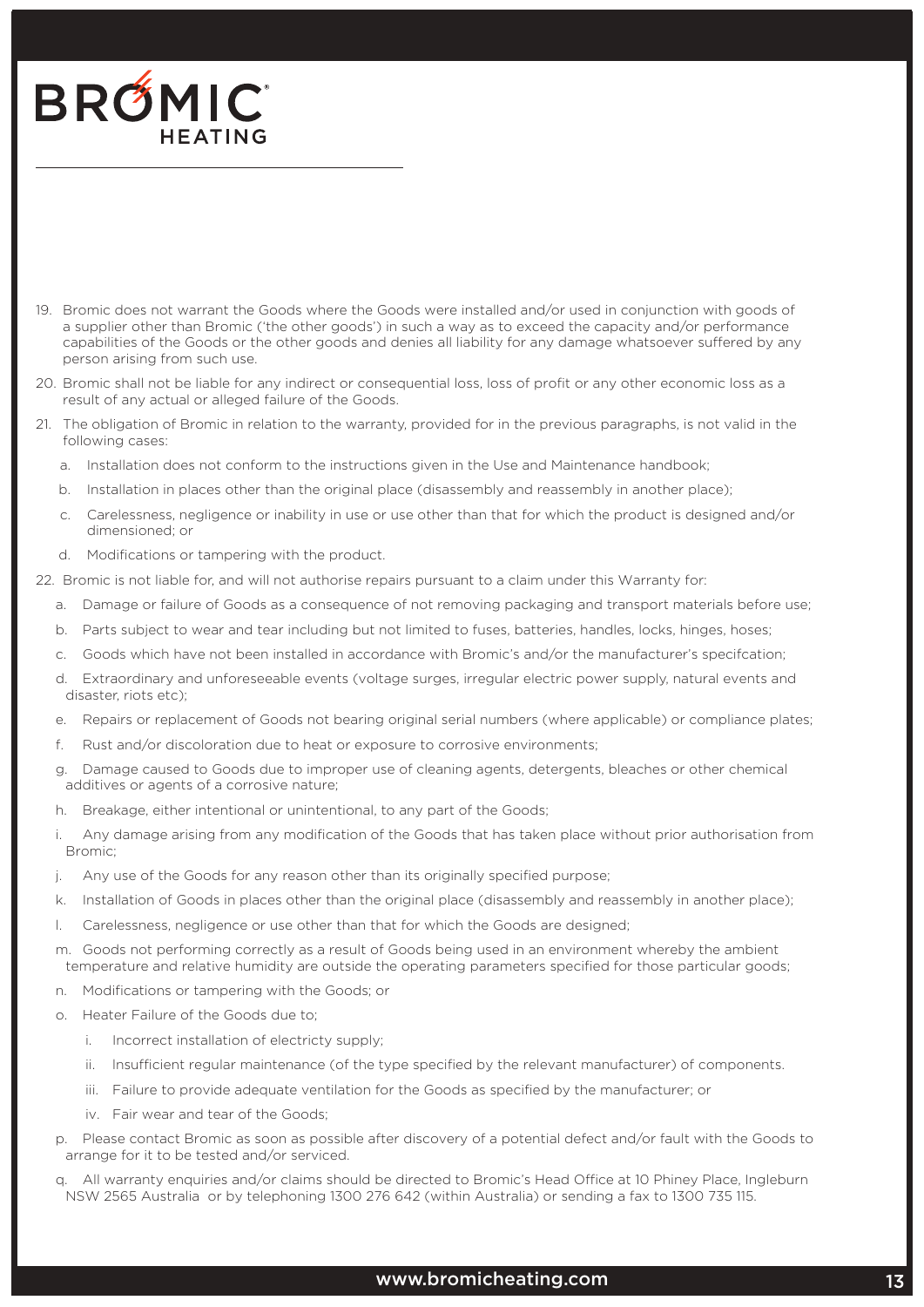19. Bromic does not warrant the Goods where the Goods were installed and/or used in conjunction with goods of a supplier other than Bromic ('the other goods') in such a way as to exceed the capacity and/or performance capabilities of the Goods or the other goods and denies all liability for any damage whatsoever suffered by any person arising from such use.
20. Bromic shall not be liable for any indirect or consequential loss, loss of profit or any other economic loss as a result of any actual or alleged failure of the Goods.
21. The obligation of Bromic in relation to the warranty, provided for in the previous paragraphs, is not valid in the following cases:
    a. Installation does not conform to the instructions given in the Use and Maintenance handbook;
    b. Installation in places other than the original place (disassembly and reassembly in another place);
    c. Carelessness, negligence or inability in use or use other than that for which the product is designed and/or dimensioned; or
    d. Modifications or tampering with the product.
22. Bromic is not liable for, and will not authorise repairs pursuant to a claim under this Warranty for:
    a. Damage or failure of Goods as a consequence of not removing packaging and transport materials before use;
    b. Parts subject to wear and tear including but not limited to fuses, batteries, handles, locks, hinges, hoses;
    c. Goods which have not been installed in accordance with Bromic's and/or the manufacturer's specifcation;
    d. Extraordinary and unforeseeable events (voltage surges, irregular electric power supply, natural events and disaster, riots etc);
    e. Repairs or replacement of Goods not bearing original serial numbers (where applicable) or compliance plates;
    f. Rust and/or discoloration due to heat or exposure to corrosive environments;
    g. Damage caused to Goods due to improper use of cleaning agents, detergents, bleaches or other chemical additives or agents of a corrosive nature;
    h. Breakage, either intentional or unintentional, to any part of the Goods;
    i. Any damage arising from any modification of the Goods that has taken place without prior authorisation from Bromic;
    j. Any use of the Goods for any reason other than its originally specified purpose;
    k. Installation of Goods in places other than the original place (disassembly and reassembly in another place);
    l. Carelessness, negligence or use other than that for which the Goods are designed;
    m. Goods not performing correctly as a result of Goods being used in an environment whereby the ambient temperature and relative humidity are outside the operating parameters specified for those particular goods;
    n. Modifications or tampering with the Goods; or
    o. Heater Failure of the Goods due to;
        i. Incorrect installation of electricty supply;
        ii. Insufficient regular maintenance (of the type specified by the relevant manufacturer) of components.
        iii. Failure to provide adequate ventilation for the Goods as specified by the manufacturer; or
        iv. Fair wear and tear of the Goods;
    p. Please contact Bromic as soon as possible after discovery of a potential defect and/or fault with the Goods to arrange for it to be tested and/or serviced.
    q. All warranty enquiries and/or claims should be directed to Bromic's Head Office at 10 Phiney Place, Ingleburn NSW 2565 Australia or by telephoning 1300 276 642 (within Australia) or sending a fax to 1300 735 115.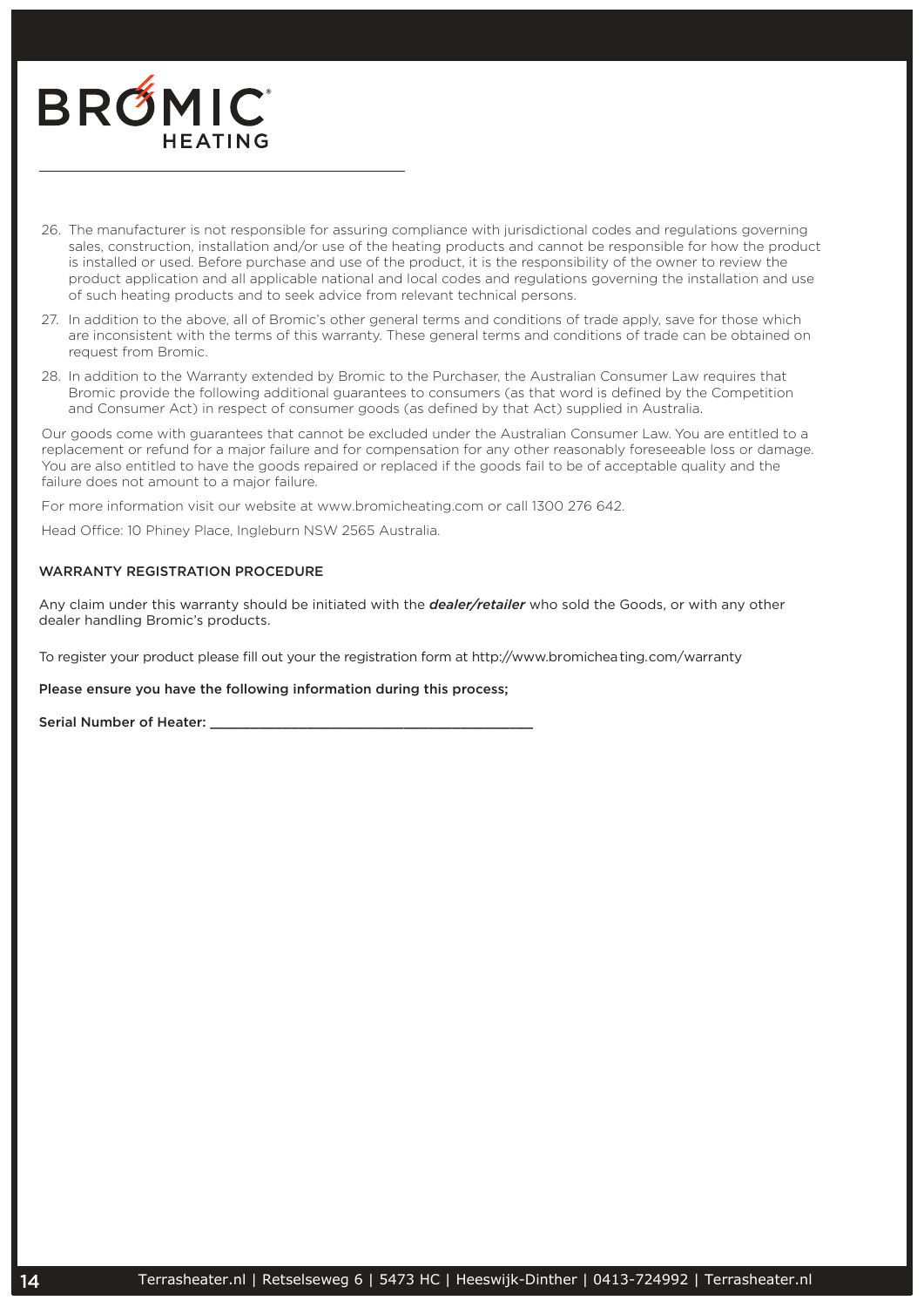26. The manufacturer is not responsible for assuring compliance with jurisdictional codes and regulations governing sales, construction, installation and/or use of the heating products and cannot be responsible for how the product is installed or used. Before purchase and use of the product, it is the responsibility of the owner to review the product application and all applicable national and local codes and regulations governing the installation and use of such heating products and to seek advice from relevant technical persons.
27. In addition to the above, all of Bromic's other general terms and conditions of trade apply, save for those which are inconsistent with the terms of this warranty. These general terms and conditions of trade can be obtained on request from Bromic.
28. In addition to the Warranty extended by Bromic to the Purchaser, the Australian Consumer Law requires that Bromic provide the following additional guarantees to consumers (as that word is defined by the Competition and Consumer Act) in respect of consumer goods (as defined by that Act) supplied in Australia.

Our goods come with guarantees that cannot be excluded under the Australian Consumer Law. You are entitled to a replacement or refund for a major failure and for compensation for any other reasonably foreseeable loss or damage. You are also entitled to have the goods repaired or replaced if the goods fail to be of acceptable quality and the failure does not amount to a major failure.

For more information visit our website at www.bromicheating.com or call 1300 276 642.

Head Office: 10 Phiney Place, Ingleburn NSW 2565 Australia.

## WARRANTY REGISTRATION PROCEDURE

Any claim under this warranty should be initiated with the ***dealer/retailer*** who sold the Goods, or with any other dealer handling Bromic's products.

To register your product please fill out your the registration form at http://www.bromicheating.com/warranty

Please ensure you have the following information during this process;

Serial Number of Heater: ________________________________________